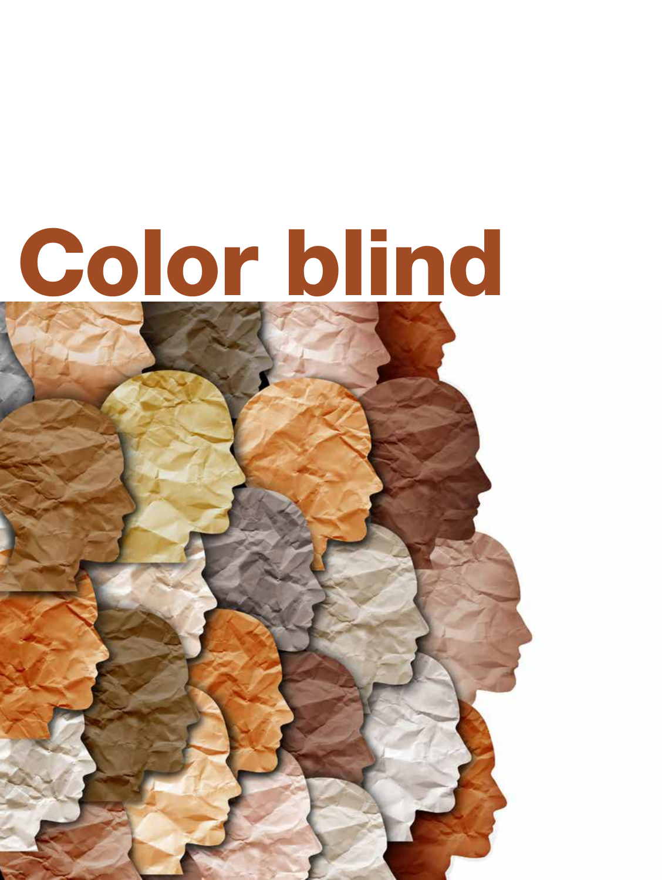# Color blind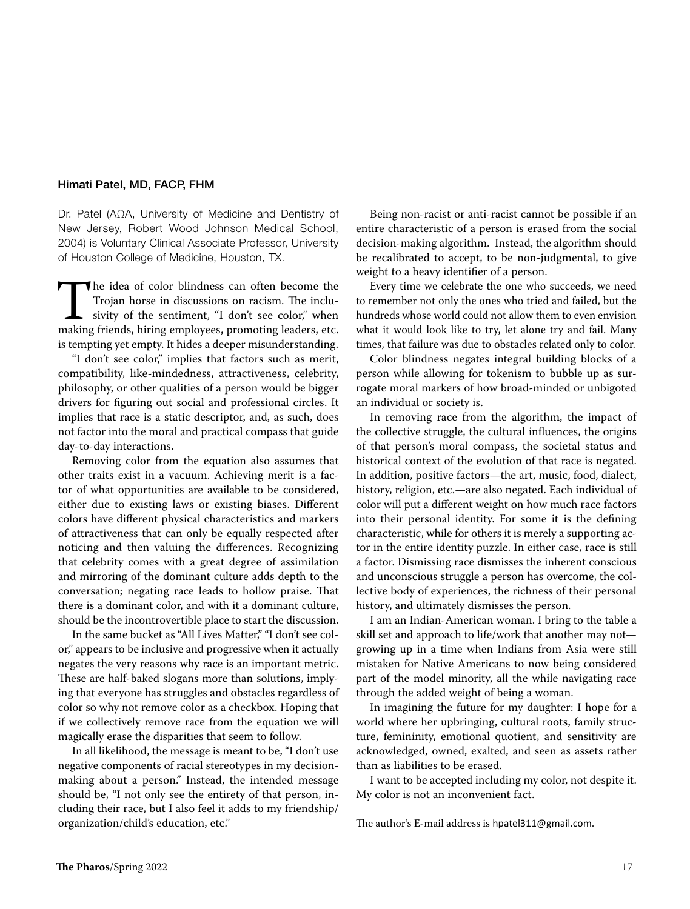**Himati Patel, MD, FACP, FHM**

Dr. Patel (AΩA, University of Medicine and Dentistry of New Jersey, Robert Wood Johnson Medical School, 2004) is Voluntary Clinical Associate Professor, University of Houston College of Medicine, Houston, TX.

The idea of color blindness can often become the Trojan horse in discussions on racism. The inclusivity of the sentiment, "I don't see color," when making friends, hiring employees, promoting leaders, etc. is tempting yet empty. It hides a deeper misunderstanding.

"I don't see color," implies that factors such as merit, compatibility, like-mindedness, attractiveness, celebrity, philosophy, or other qualities of a person would be bigger drivers for figuring out social and professional circles. It implies that race is a static descriptor, and, as such, does not factor into the moral and practical compass that guide day-to-day interactions.

Removing color from the equation also assumes that other traits exist in a vacuum. Achieving merit is a factor of what opportunities are available to be considered, either due to existing laws or existing biases. Different colors have different physical characteristics and markers of attractiveness that can only be equally respected after noticing and then valuing the differences. Recognizing that celebrity comes with a great degree of assimilation and mirroring of the dominant culture adds depth to the conversation; negating race leads to hollow praise. That there is a dominant color, and with it a dominant culture, should be the incontrovertible place to start the discussion.

In the same bucket as "All Lives Matter," "I don't see color," appears to be inclusive and progressive when it actually negates the very reasons why race is an important metric. These are half-baked slogans more than solutions, implying that everyone has struggles and obstacles regardless of color so why not remove color as a checkbox. Hoping that if we collectively remove race from the equation we will magically erase the disparities that seem to follow.

In all likelihood, the message is meant to be, "I don't use negative components of racial stereotypes in my decision-making about a person." Instead, the intended message should be, "I not only see the entirety of that person, including their race, but I also feel it adds to my friendship/organization/child's education, etc."

Being non-racist or anti-racist cannot be possible if an entire characteristic of a person is erased from the social decision-making algorithm. Instead, the algorithm should be recalibrated to accept, to be non-judgmental, to give weight to a heavy identifier of a person.

Every time we celebrate the one who succeeds, we need to remember not only the ones who tried and failed, but the hundreds whose world could not allow them to even envision what it would look like to try, let alone try and fail. Many times, that failure was due to obstacles related only to color.

Color blindness negates integral building blocks of a person while allowing for tokenism to bubble up as surrogate moral markers of how broad-minded or unbigoted an individual or society is.

In removing race from the algorithm, the impact of the collective struggle, the cultural influences, the origins of that person's moral compass, the societal status and historical context of the evolution of that race is negated. In addition, positive factors—the art, music, food, dialect, history, religion, etc.—are also negated. Each individual of color will put a different weight on how much race factors into their personal identity. For some it is the defining characteristic, while for others it is merely a supporting actor in the entire identity puzzle. In either case, race is still a factor. Dismissing race dismisses the inherent conscious and unconscious struggle a person has overcome, the collective body of experiences, the richness of their personal history, and ultimately dismisses the person.

I am an Indian-American woman. I bring to the table a skill set and approach to life/work that another may not—growing up in a time when Indians from Asia were still mistaken for Native Americans to now being considered part of the model minority, all the while navigating race through the added weight of being a woman.

In imagining the future for my daughter: I hope for a world where her upbringing, cultural roots, family structure, femininity, emotional quotient, and sensitivity are acknowledged, owned, exalted, and seen as assets rather than as liabilities to be erased.

I want to be accepted including my color, not despite it. My color is not an inconvenient fact.

The author's E-mail address is hpatel311@gmail.com.